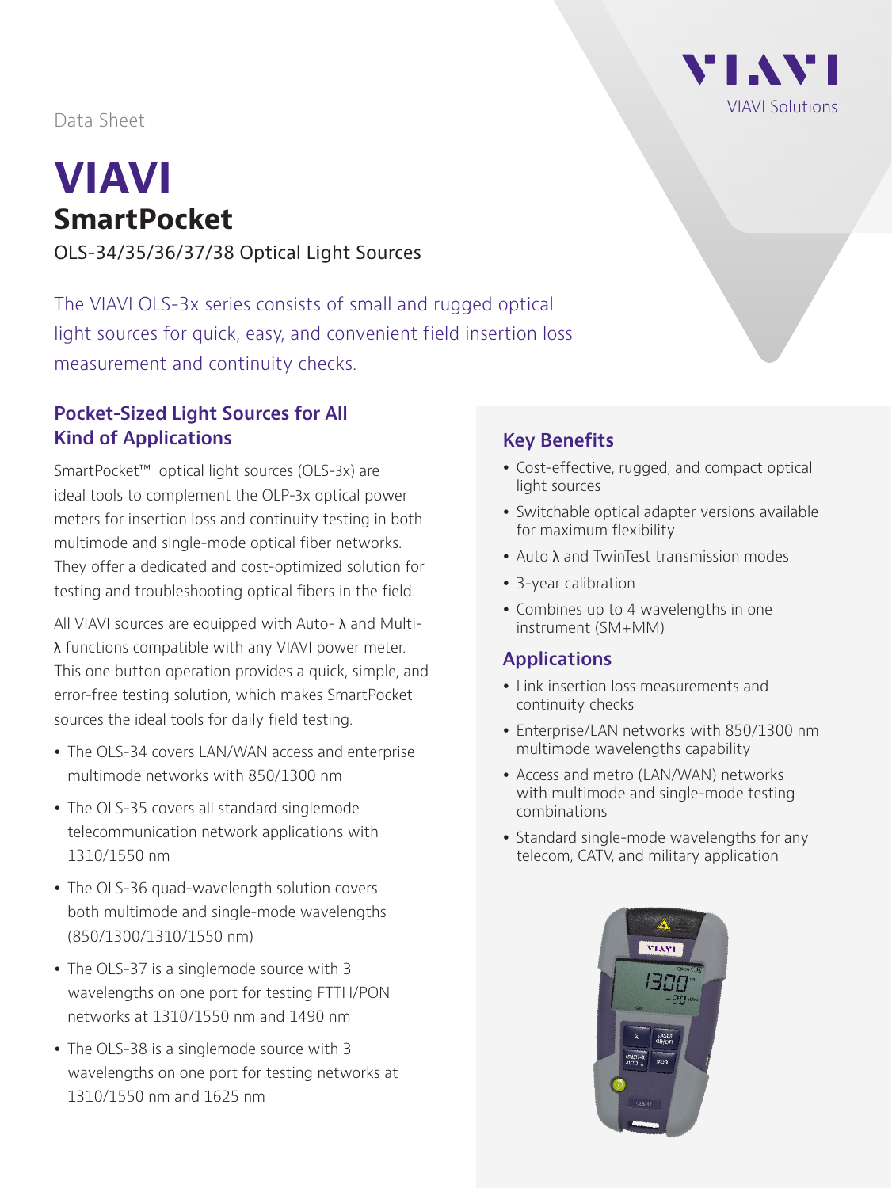Data Sheet

# VIAVI

## SmartPocket

OLS-34/35/36/37/38 Optical Light Sources

The VIAVI OLS-3x series consists of small and rugged optical light sources for quick, easy, and convenient field insertion loss measurement and continuity checks.

### Pocket-Sized Light Sources for All Kind of Applications

SmartPocket™ optical light sources (OLS-3x) are ideal tools to complement the OLP-3x optical power meters for insertion loss and continuity testing in both multimode and single-mode optical fiber networks. They offer a dedicated and cost-optimized solution for testing and troubleshooting optical fibers in the field.

All VIAVI sources are equipped with Auto- λ and Multi-λ functions compatible with any VIAVI power meter. This one button operation provides a quick, simple, and error-free testing solution, which makes SmartPocket sources the ideal tools for daily field testing.

- The OLS-34 covers LAN/WAN access and enterprise multimode networks with 850/1300 nm
- The OLS-35 covers all standard singlemode telecommunication network applications with 1310/1550 nm
- The OLS-36 quad-wavelength solution covers both multimode and single-mode wavelengths (850/1300/1310/1550 nm)
- The OLS-37 is a singlemode source with 3 wavelengths on one port for testing FTTH/PON networks at 1310/1550 nm and 1490 nm
- The OLS-38 is a singlemode source with 3 wavelengths on one port for testing networks at 1310/1550 nm and 1625 nm

### Key Benefits

- Cost-effective, rugged, and compact optical light sources
- Switchable optical adapter versions available for maximum flexibility
- Auto λ and TwinTest transmission modes
- 3-year calibration
- Combines up to 4 wavelengths in one instrument (SM+MM)

### Applications

- Link insertion loss measurements and continuity checks
- Enterprise/LAN networks with 850/1300 nm multimode wavelengths capability
- Access and metro (LAN/WAN) networks with multimode and single-mode testing combinations
- Standard single-mode wavelengths for any telecom, CATV, and military application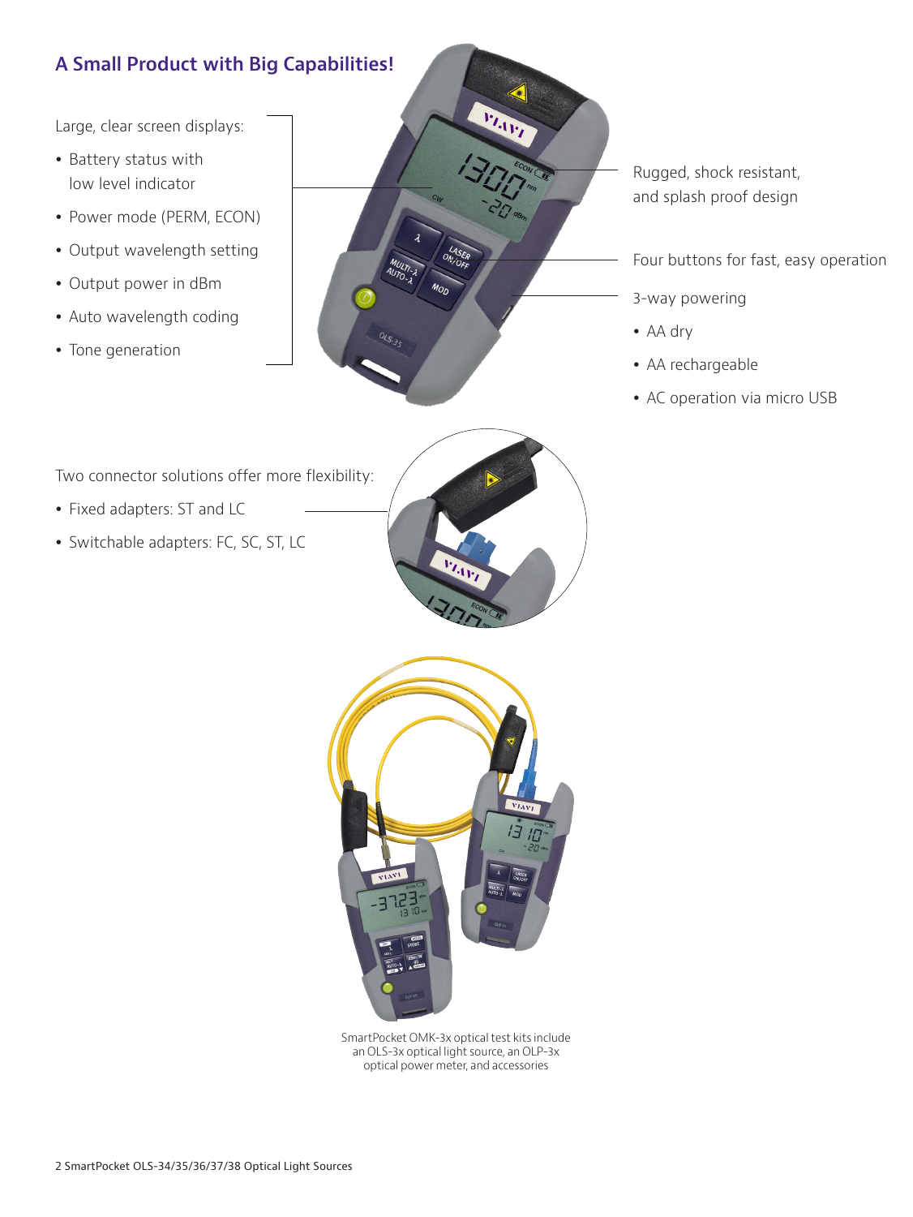## A Small Product with Big Capabilities!

Large, clear screen displays:

- Battery status with low level indicator
- Power mode (PERM, ECON)
- Output wavelength setting
- Output power in dBm
- Auto wavelength coding
- Tone generation

Rugged, shock resistant, and splash proof design

Four buttons for fast, easy operation

3-way powering

- AA dry
- AA rechargeable
- AC operation via micro USB

Two connector solutions offer more flexibility:

- Fixed adapters: ST and LC
- Switchable adapters: FC, SC, ST, LC

SmartPocket OMK-3x optical test kits include an OLS-3x optical light source, an OLP-3x optical power meter, and accessories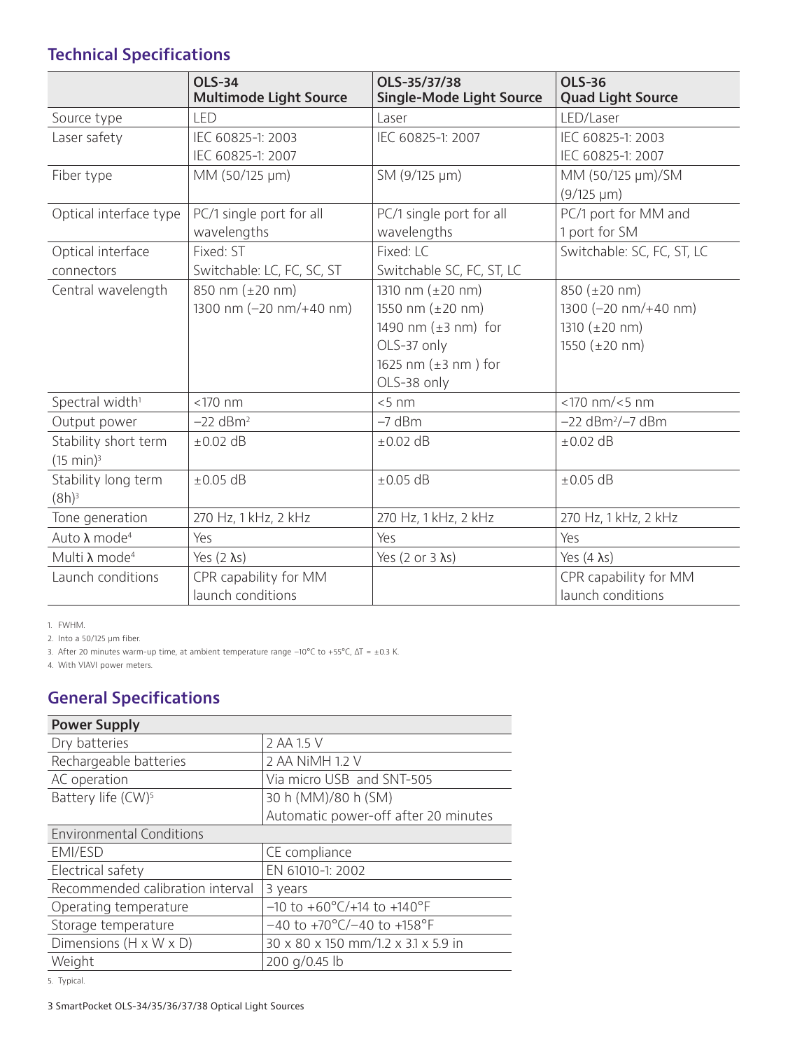## Technical Specifications

| | OLS-34 Multimode Light Source | OLS-35/37/38 Single-Mode Light Source | OLS-36 Quad Light Source |
|---|---|---|---|
| Source type | LED | Laser | LED/Laser |
| Laser safety | IEC 60825-1: 2003<br>IEC 60825-1: 2007 | IEC 60825-1: 2007 | IEC 60825-1: 2003<br>IEC 60825-1: 2007 |
| Fiber type | MM (50/125 µm) | SM (9/125 µm) | MM (50/125 µm)/SM (9/125 µm) |
| Optical interface type | PC/1 single port for all wavelengths | PC/1 single port for all wavelengths | PC/1 port for MM and 1 port for SM |
| Optical interface connectors | Fixed: ST<br>Switchable: LC, FC, SC, ST | Fixed: LC<br>Switchable SC, FC, ST, LC | Switchable: SC, FC, ST, LC |
| Central wavelength | 850 nm (±20 nm)<br>1300 nm (–20 nm/+40 nm) | 1310 nm (±20 nm)<br>1550 nm (±20 nm)<br>1490 nm (±3 nm) for OLS-37 only<br>1625 nm (±3 nm ) for OLS-38 only | 850 (±20 nm)<br>1300 (–20 nm/+40 nm)<br>1310 (±20 nm)<br>1550 (±20 nm) |
| Spectral width[1] | <170 nm | <5 nm | <170 nm/<5 nm |
| Output power | –22 dBm[2] | –7 dBm | –22 dBm[2]/–7 dBm |
| Stability short term (15 min)[3] | ±0.02 dB | ±0.02 dB | ±0.02 dB |
| Stability long term (8h)[3] | ±0.05 dB | ±0.05 dB | ±0.05 dB |
| Tone generation | 270 Hz, 1 kHz, 2 kHz | 270 Hz, 1 kHz, 2 kHz | 270 Hz, 1 kHz, 2 kHz |
| Auto λ mode[4] | Yes | Yes | Yes |
| Multi λ mode[4] | Yes (2 λs) | Yes (2 or 3 λs) | Yes (4 λs) |
| Launch conditions | CPR capability for MM launch conditions | | CPR capability for MM launch conditions |

1. FWHM.
2. Into a 50/125 µm fiber.
3. After 20 minutes warm-up time, at ambient temperature range –10°C to +55°C, ΔT = ±0.3 K.
4. With VIAVI power meters.

## General Specifications

| Power Supply | |
|---|---|
| Dry batteries | 2 AA 1.5 V |
| Rechargeable batteries | 2 AA NiMH 1.2 V |
| AC operation | Via micro USB and SNT-505 |
| Battery life (CW)[5] | 30 h (MM)/80 h (SM)<br>Automatic power-off after 20 minutes |
| **Environmental Conditions** | |
| EMI/ESD | CE compliance |
| Electrical safety | EN 61010-1: 2002 |
| Recommended calibration interval | 3 years |
| Operating temperature | –10 to +60°C/+14 to +140°F |
| Storage temperature | –40 to +70°C/–40 to +158°F |
| Dimensions (H x W x D) | 30 x 80 x 150 mm/1.2 x 3.1 x 5.9 in |
| Weight | 200 g/0.45 lb |

5. Typical.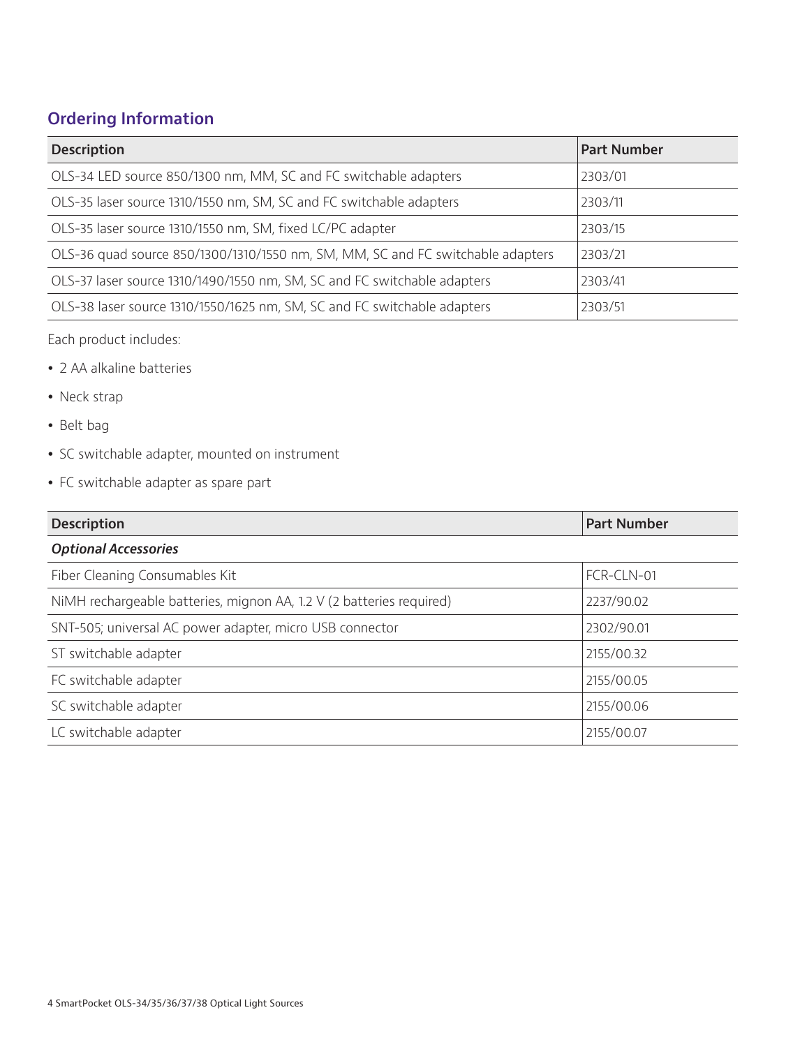## Ordering Information

| Description | Part Number |
| --- | --- |
| OLS-34 LED source 850/1300 nm, MM, SC and FC switchable adapters | 2303/01 |
| OLS-35 laser source 1310/1550 nm, SM, SC and FC switchable adapters | 2303/11 |
| OLS-35 laser source 1310/1550 nm, SM, fixed LC/PC adapter | 2303/15 |
| OLS-36 quad source 850/1300/1310/1550 nm, SM, MM, SC and FC switchable adapters | 2303/21 |
| OLS-37 laser source 1310/1490/1550 nm, SM, SC and FC switchable adapters | 2303/41 |
| OLS-38 laser source 1310/1550/1625 nm, SM, SC and FC switchable adapters | 2303/51 |

Each product includes:

- 2 AA alkaline batteries
- Neck strap
- Belt bag
- SC switchable adapter, mounted on instrument
- FC switchable adapter as spare part

| Description | Part Number |
| --- | --- |
| ***Optional Accessories*** | |
| Fiber Cleaning Consumables Kit | FCR-CLN-01 |
| NiMH rechargeable batteries, mignon AA, 1.2 V (2 batteries required) | 2237/90.02 |
| SNT-505; universal AC power adapter, micro USB connector | 2302/90.01 |
| ST switchable adapter | 2155/00.32 |
| FC switchable adapter | 2155/00.05 |
| SC switchable adapter | 2155/00.06 |
| LC switchable adapter | 2155/00.07 |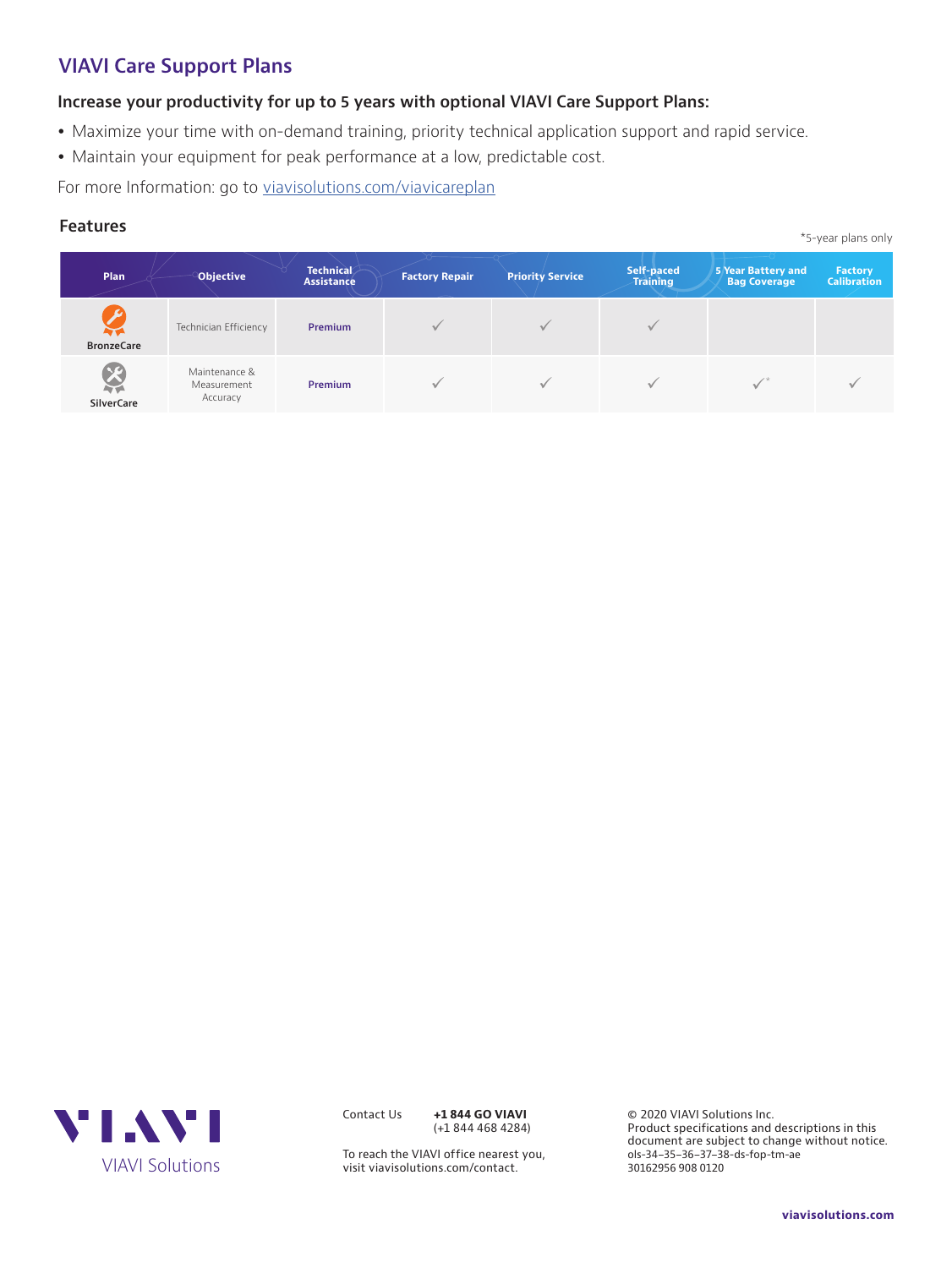## VIAVI Care Support Plans

**Increase your productivity for up to 5 years with optional VIAVI Care Support Plans:**

- Maximize your time with on-demand training, priority technical application support and rapid service.
- Maintain your equipment for peak performance at a low, predictable cost.

For more Information: go to viavisolutions.com/viavicareplan

### Features

*5-year plans only

| Plan | Objective | Technical Assistance | Factory Repair | Priority Service | Self-paced Training | 5 Year Battery and Bag Coverage | Factory Calibration |
|---|---|---|---|---|---|---|---|
| BronzeCare | Technician Efficiency | Premium | ✓ | ✓ | ✓ | | |
| SilverCare | Maintenance & Measurement Accuracy | Premium | ✓ | ✓ | ✓ | ✓* | ✓ |

VIAVI Solutions

Contact Us **+1 844 GO VIAVI** (+1 844 468 4284)

To reach the VIAVI office nearest you, visit viavisolutions.com/contact.

© 2020 VIAVI Solutions Inc.
Product specifications and descriptions in this document are subject to change without notice.
ols-34–35–36–37–38-ds-fop-tm-ae
30162956 908 0120

**viavisolutions.com**